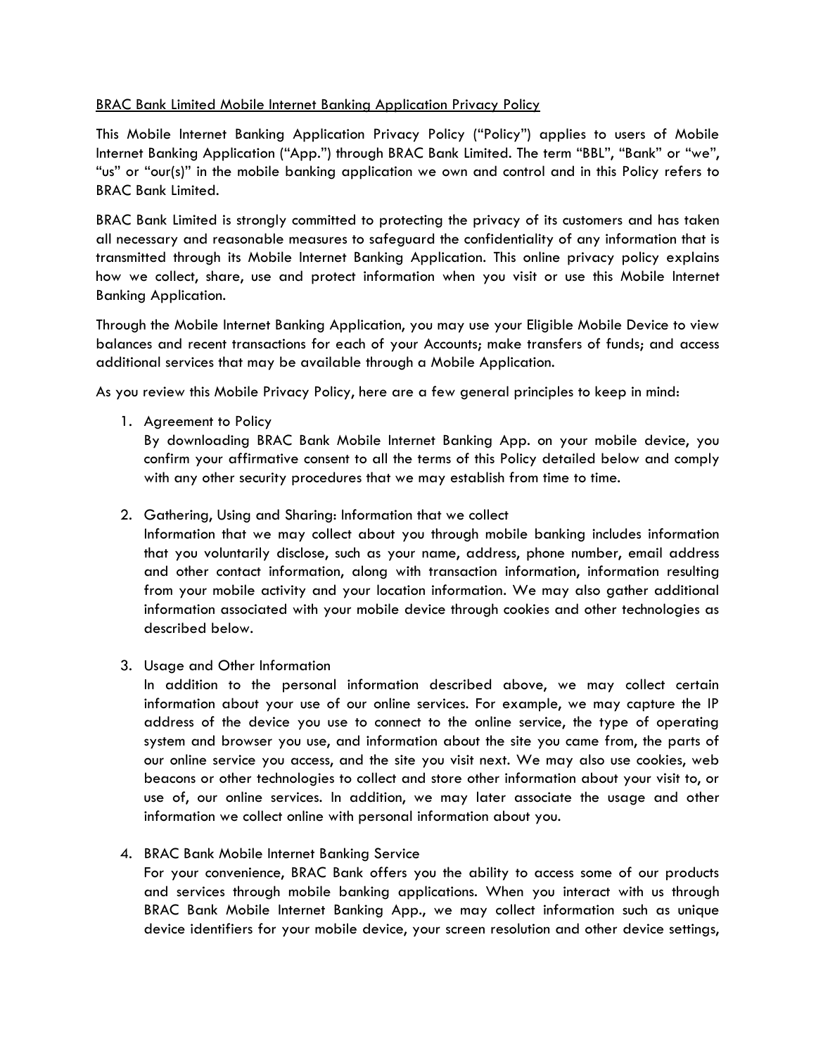BRAC Bank Limited Mobile Internet Banking Application Privacy Policy

This Mobile Internet Banking Application Privacy Policy ("Policy") applies to users of Mobile Internet Banking Application ("App.") through BRAC Bank Limited. The term "BBL", "Bank" or "we", "us" or "our(s)" in the mobile banking application we own and control and in this Policy refers to BRAC Bank Limited.

BRAC Bank Limited is strongly committed to protecting the privacy of its customers and has taken all necessary and reasonable measures to safeguard the confidentiality of any information that is transmitted through its Mobile Internet Banking Application. This online privacy policy explains how we collect, share, use and protect information when you visit or use this Mobile Internet Banking Application.

Through the Mobile Internet Banking Application, you may use your Eligible Mobile Device to view balances and recent transactions for each of your Accounts; make transfers of funds; and access additional services that may be available through a Mobile Application.

As you review this Mobile Privacy Policy, here are a few general principles to keep in mind:

1. Agreement to Policy
   By downloading BRAC Bank Mobile Internet Banking App. on your mobile device, you confirm your affirmative consent to all the terms of this Policy detailed below and comply with any other security procedures that we may establish from time to time.

2. Gathering, Using and Sharing: Information that we collect
   Information that we may collect about you through mobile banking includes information that you voluntarily disclose, such as your name, address, phone number, email address and other contact information, along with transaction information, information resulting from your mobile activity and your location information. We may also gather additional information associated with your mobile device through cookies and other technologies as described below.

3. Usage and Other Information
   In addition to the personal information described above, we may collect certain information about your use of our online services. For example, we may capture the IP address of the device you use to connect to the online service, the type of operating system and browser you use, and information about the site you came from, the parts of our online service you access, and the site you visit next. We may also use cookies, web beacons or other technologies to collect and store other information about your visit to, or use of, our online services. In addition, we may later associate the usage and other information we collect online with personal information about you.

4. BRAC Bank Mobile Internet Banking Service
   For your convenience, BRAC Bank offers you the ability to access some of our products and services through mobile banking applications. When you interact with us through BRAC Bank Mobile Internet Banking App., we may collect information such as unique device identifiers for your mobile device, your screen resolution and other device settings,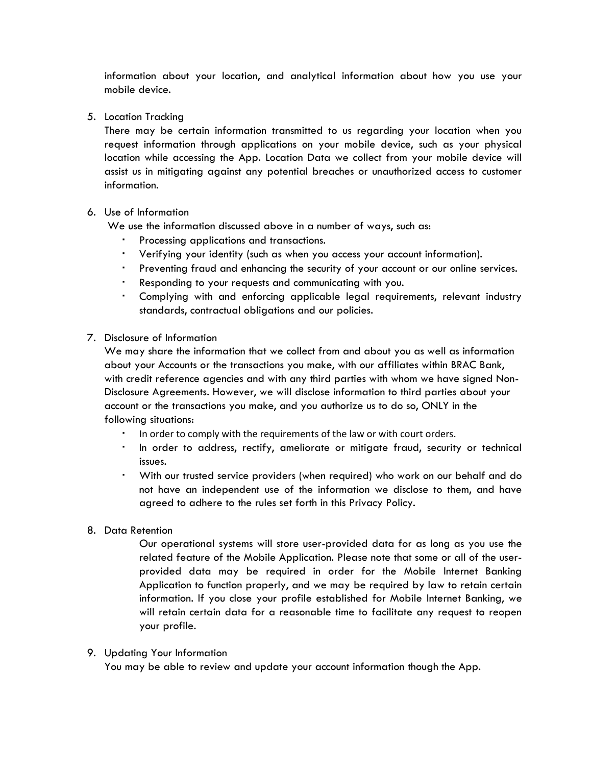information about your location, and analytical information about how you use your mobile device.

5. Location Tracking

   There may be certain information transmitted to us regarding your location when you request information through applications on your mobile device, such as your physical location while accessing the App. Location Data we collect from your mobile device will assist us in mitigating against any potential breaches or unauthorized access to customer information.

6. Use of Information

   We use the information discussed above in a number of ways, such as:

   - Processing applications and transactions.
   - Verifying your identity (such as when you access your account information).
   - Preventing fraud and enhancing the security of your account or our online services.
   - Responding to your requests and communicating with you.
   - Complying with and enforcing applicable legal requirements, relevant industry standards, contractual obligations and our policies.

7. Disclosure of Information

   We may share the information that we collect from and about you as well as information about your Accounts or the transactions you make, with our affiliates within BRAC Bank, with credit reference agencies and with any third parties with whom we have signed Non-Disclosure Agreements. However, we will disclose information to third parties about your account or the transactions you make, and you authorize us to do so, ONLY in the following situations:

   - In order to comply with the requirements of the law or with court orders.
   - In order to address, rectify, ameliorate or mitigate fraud, security or technical issues.
   - With our trusted service providers (when required) who work on our behalf and do not have an independent use of the information we disclose to them, and have agreed to adhere to the rules set forth in this Privacy Policy.

8. Data Retention

   Our operational systems will store user-provided data for as long as you use the related feature of the Mobile Application. Please note that some or all of the user-provided data may be required in order for the Mobile Internet Banking Application to function properly, and we may be required by law to retain certain information. If you close your profile established for Mobile Internet Banking, we will retain certain data for a reasonable time to facilitate any request to reopen your profile.

9. Updating Your Information

   You may be able to review and update your account information though the App.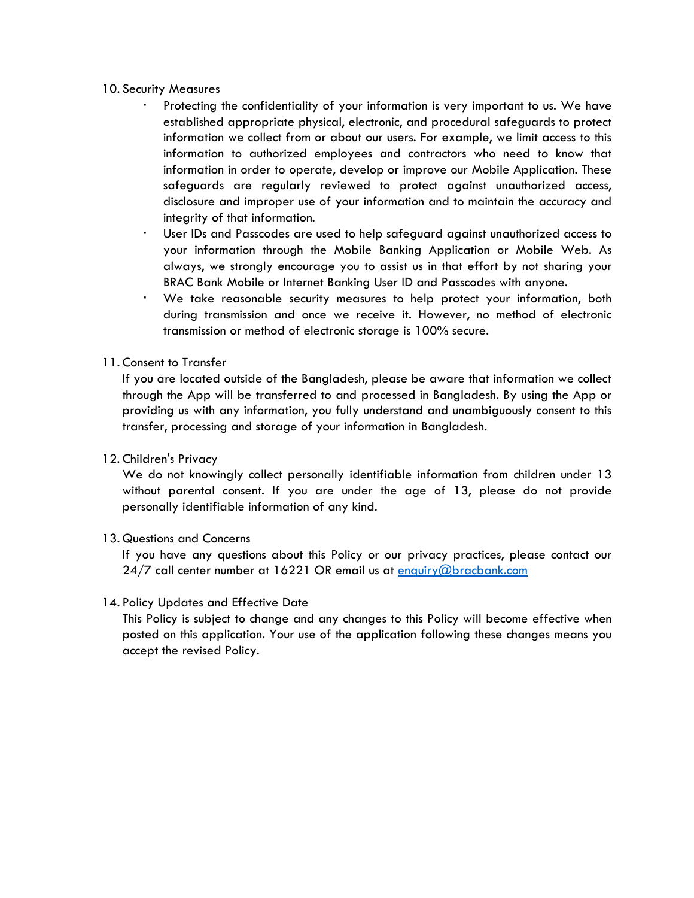10. Security Measures
    - Protecting the confidentiality of your information is very important to us. We have established appropriate physical, electronic, and procedural safeguards to protect information we collect from or about our users. For example, we limit access to this information to authorized employees and contractors who need to know that information in order to operate, develop or improve our Mobile Application. These safeguards are regularly reviewed to protect against unauthorized access, disclosure and improper use of your information and to maintain the accuracy and integrity of that information.
    - User IDs and Passcodes are used to help safeguard against unauthorized access to your information through the Mobile Banking Application or Mobile Web. As always, we strongly encourage you to assist us in that effort by not sharing your BRAC Bank Mobile or Internet Banking User ID and Passcodes with anyone.
    - We take reasonable security measures to help protect your information, both during transmission and once we receive it. However, no method of electronic transmission or method of electronic storage is 100% secure.

11. Consent to Transfer

    If you are located outside of the Bangladesh, please be aware that information we collect through the App will be transferred to and processed in Bangladesh. By using the App or providing us with any information, you fully understand and unambiguously consent to this transfer, processing and storage of your information in Bangladesh.

12. Children's Privacy

    We do not knowingly collect personally identifiable information from children under 13 without parental consent. If you are under the age of 13, please do not provide personally identifiable information of any kind.

13. Questions and Concerns

    If you have any questions about this Policy or our privacy practices, please contact our 24/7 call center number at 16221 OR email us at [enquiry@bracbank.com](mailto:enquiry@bracbank.com)

14. Policy Updates and Effective Date

    This Policy is subject to change and any changes to this Policy will become effective when posted on this application. Your use of the application following these changes means you accept the revised Policy.